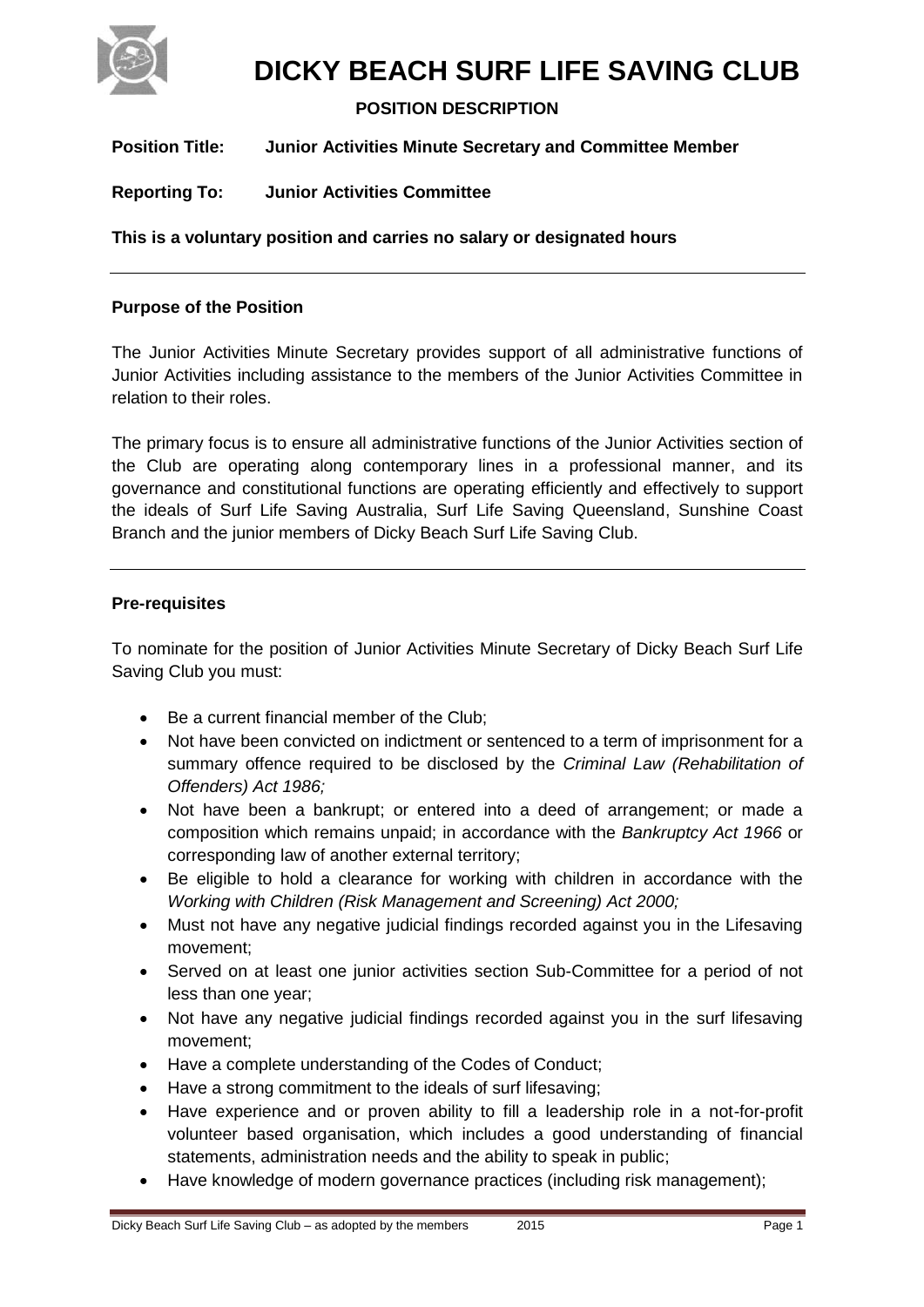# DICKY BEACH SURF LIFE SAVING CLUB

**POSITION DESCRIPTION**

**Position Title:** **Junior Activities Minute Secretary and Committee Member**

**Reporting To:** **Junior Activities Committee**

**This is a voluntary position and carries no salary or designated hours**

---

**Purpose of the Position**

The Junior Activities Minute Secretary provides support of all administrative functions of Junior Activities including assistance to the members of the Junior Activities Committee in relation to their roles.

The primary focus is to ensure all administrative functions of the Junior Activities section of the Club are operating along contemporary lines in a professional manner, and its governance and constitutional functions are operating efficiently and effectively to support the ideals of Surf Life Saving Australia, Surf Life Saving Queensland, Sunshine Coast Branch and the junior members of Dicky Beach Surf Life Saving Club.

---

**Pre-requisites**

To nominate for the position of Junior Activities Minute Secretary of Dicky Beach Surf Life Saving Club you must:

- Be a current financial member of the Club;
- Not have been convicted on indictment or sentenced to a term of imprisonment for a summary offence required to be disclosed by the *Criminal Law (Rehabilitation of Offenders) Act 1986;*
- Not have been a bankrupt; or entered into a deed of arrangement; or made a composition which remains unpaid; in accordance with the *Bankruptcy Act 1966* or corresponding law of another external territory;
- Be eligible to hold a clearance for working with children in accordance with the *Working with Children (Risk Management and Screening) Act 2000;*
- Must not have any negative judicial findings recorded against you in the Lifesaving movement;
- Served on at least one junior activities section Sub-Committee for a period of not less than one year;
- Not have any negative judicial findings recorded against you in the surf lifesaving movement;
- Have a complete understanding of the Codes of Conduct;
- Have a strong commitment to the ideals of surf lifesaving;
- Have experience and or proven ability to fill a leadership role in a not-for-profit volunteer based organisation, which includes a good understanding of financial statements, administration needs and the ability to speak in public;
- Have knowledge of modern governance practices (including risk management);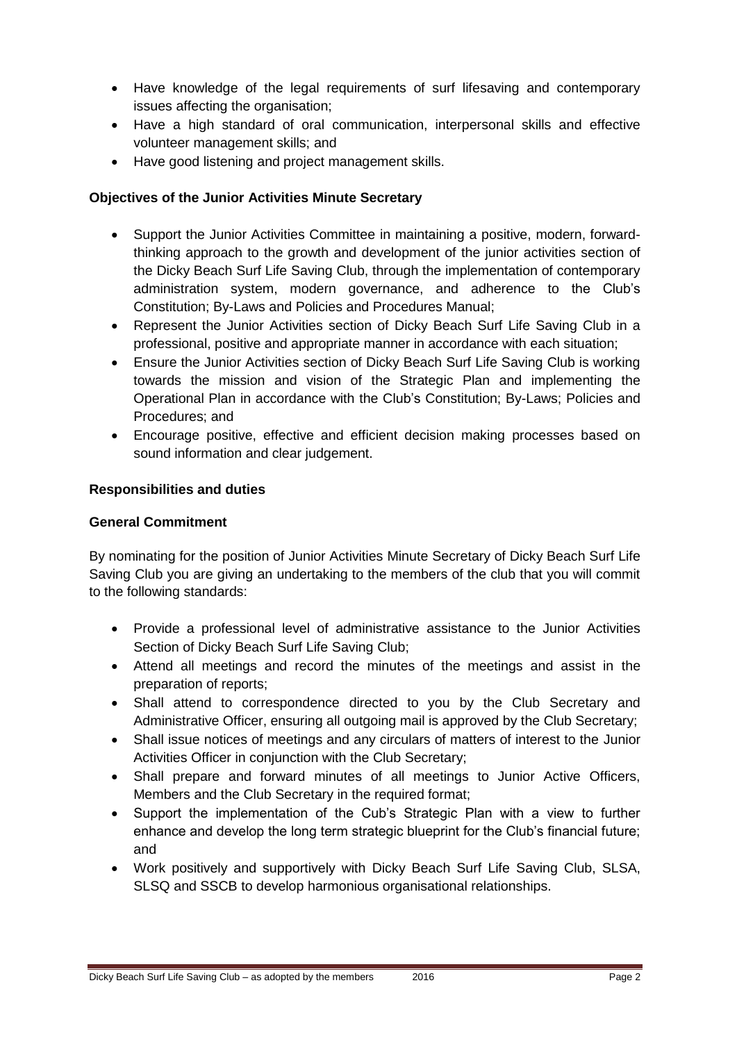- Have knowledge of the legal requirements of surf lifesaving and contemporary issues affecting the organisation;
- Have a high standard of oral communication, interpersonal skills and effective volunteer management skills; and
- Have good listening and project management skills.

**Objectives of the Junior Activities Minute Secretary**

- Support the Junior Activities Committee in maintaining a positive, modern, forward-thinking approach to the growth and development of the junior activities section of the Dicky Beach Surf Life Saving Club, through the implementation of contemporary administration system, modern governance, and adherence to the Club's Constitution; By-Laws and Policies and Procedures Manual;
- Represent the Junior Activities section of Dicky Beach Surf Life Saving Club in a professional, positive and appropriate manner in accordance with each situation;
- Ensure the Junior Activities section of Dicky Beach Surf Life Saving Club is working towards the mission and vision of the Strategic Plan and implementing the Operational Plan in accordance with the Club's Constitution; By-Laws; Policies and Procedures; and
- Encourage positive, effective and efficient decision making processes based on sound information and clear judgement.

**Responsibilities and duties**

**General Commitment**

By nominating for the position of Junior Activities Minute Secretary of Dicky Beach Surf Life Saving Club you are giving an undertaking to the members of the club that you will commit to the following standards:

- Provide a professional level of administrative assistance to the Junior Activities Section of Dicky Beach Surf Life Saving Club;
- Attend all meetings and record the minutes of the meetings and assist in the preparation of reports;
- Shall attend to correspondence directed to you by the Club Secretary and Administrative Officer, ensuring all outgoing mail is approved by the Club Secretary;
- Shall issue notices of meetings and any circulars of matters of interest to the Junior Activities Officer in conjunction with the Club Secretary;
- Shall prepare and forward minutes of all meetings to Junior Active Officers, Members and the Club Secretary in the required format;
- Support the implementation of the Cub's Strategic Plan with a view to further enhance and develop the long term strategic blueprint for the Club's financial future; and
- Work positively and supportively with Dicky Beach Surf Life Saving Club, SLSA, SLSQ and SSCB to develop harmonious organisational relationships.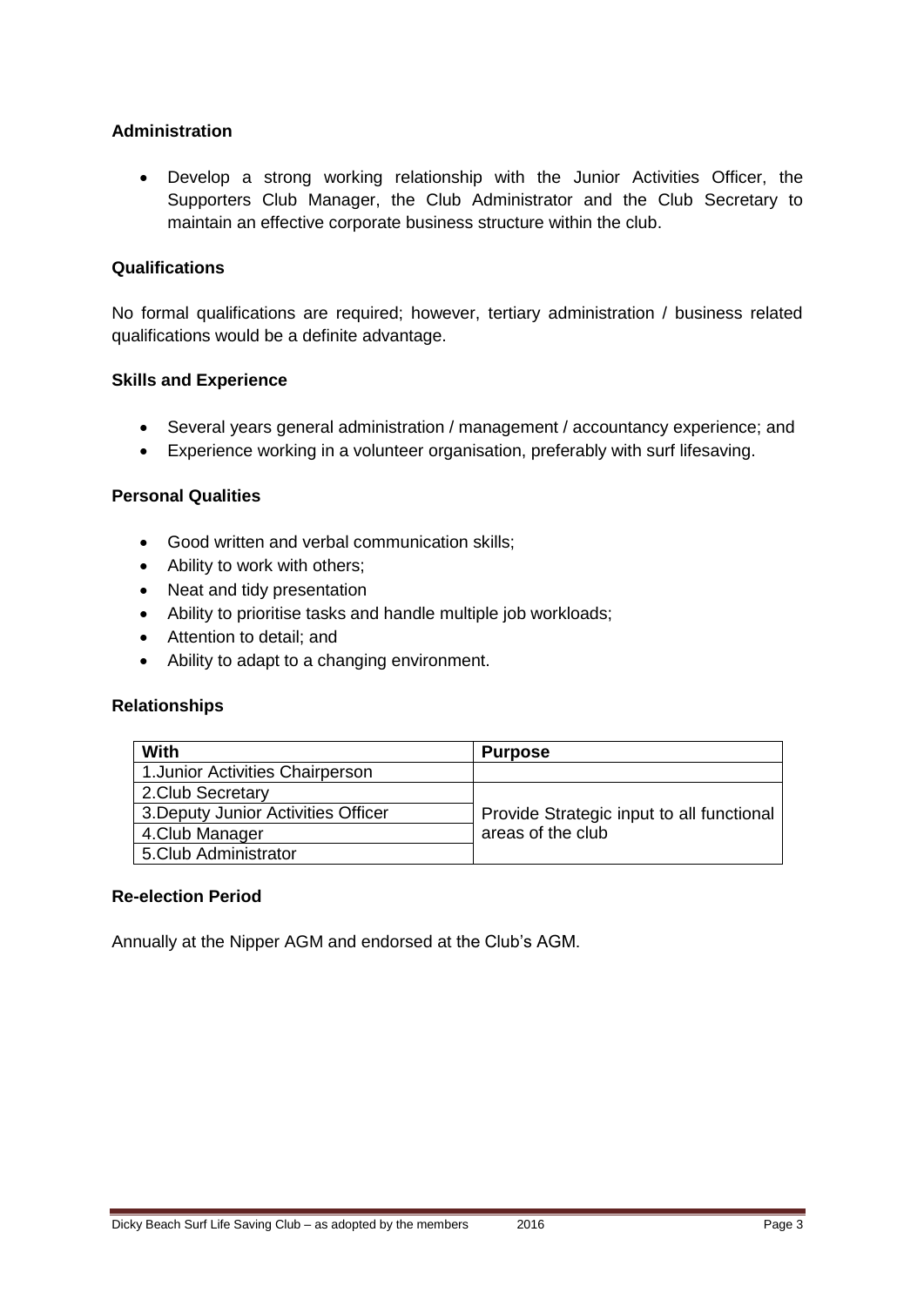### Administration

- Develop a strong working relationship with the Junior Activities Officer, the Supporters Club Manager, the Club Administrator and the Club Secretary to maintain an effective corporate business structure within the club.

### Qualifications

No formal qualifications are required; however, tertiary administration / business related qualifications would be a definite advantage.

### Skills and Experience

- Several years general administration / management / accountancy experience; and
- Experience working in a volunteer organisation, preferably with surf lifesaving.

### Personal Qualities

- Good written and verbal communication skills;
- Ability to work with others;
- Neat and tidy presentation
- Ability to prioritise tasks and handle multiple job workloads;
- Attention to detail; and
- Ability to adapt to a changing environment.

### Relationships

| With | Purpose |
|---|---|
| 1.Junior Activities Chairperson | |
| 2.Club Secretary | Provide Strategic input to all functional areas of the club |
| 3.Deputy Junior Activities Officer | |
| 4.Club Manager | |
| 5.Club Administrator | |

### Re-election Period

Annually at the Nipper AGM and endorsed at the Club's AGM.